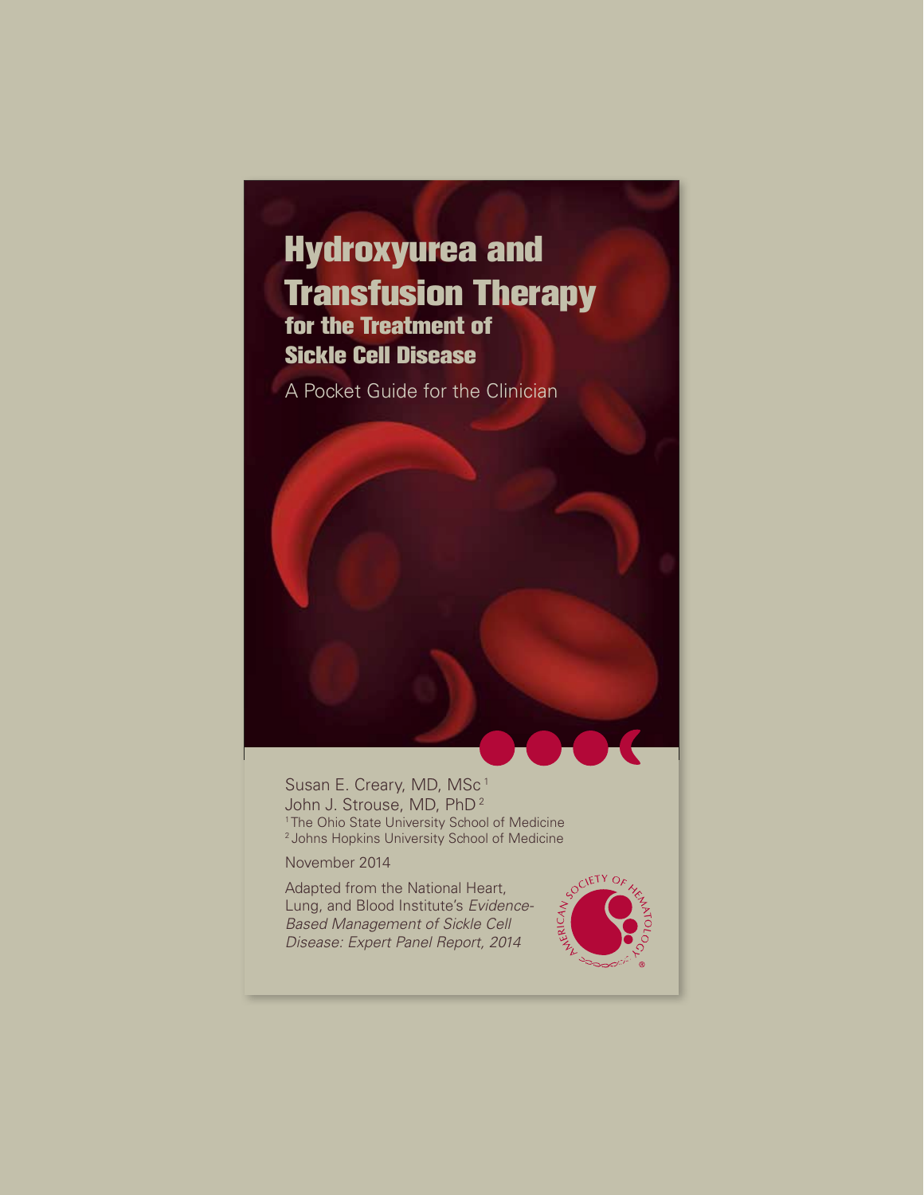# Hydroxyurea and Transfusion Therapy

## for the Treatment of Sickle Cell Disease

A Pocket Guide for the Clinician

Susan E. Creary, MD, MSc[1]
John J. Strouse, MD, PhD[2]

[1] The Ohio State University School of Medicine
[2] Johns Hopkins University School of Medicine

November 2014

Adapted from the National Heart, Lung, and Blood Institute's *Evidence-Based Management of Sickle Cell Disease: Expert Panel Report, 2014*

American Society of Hematology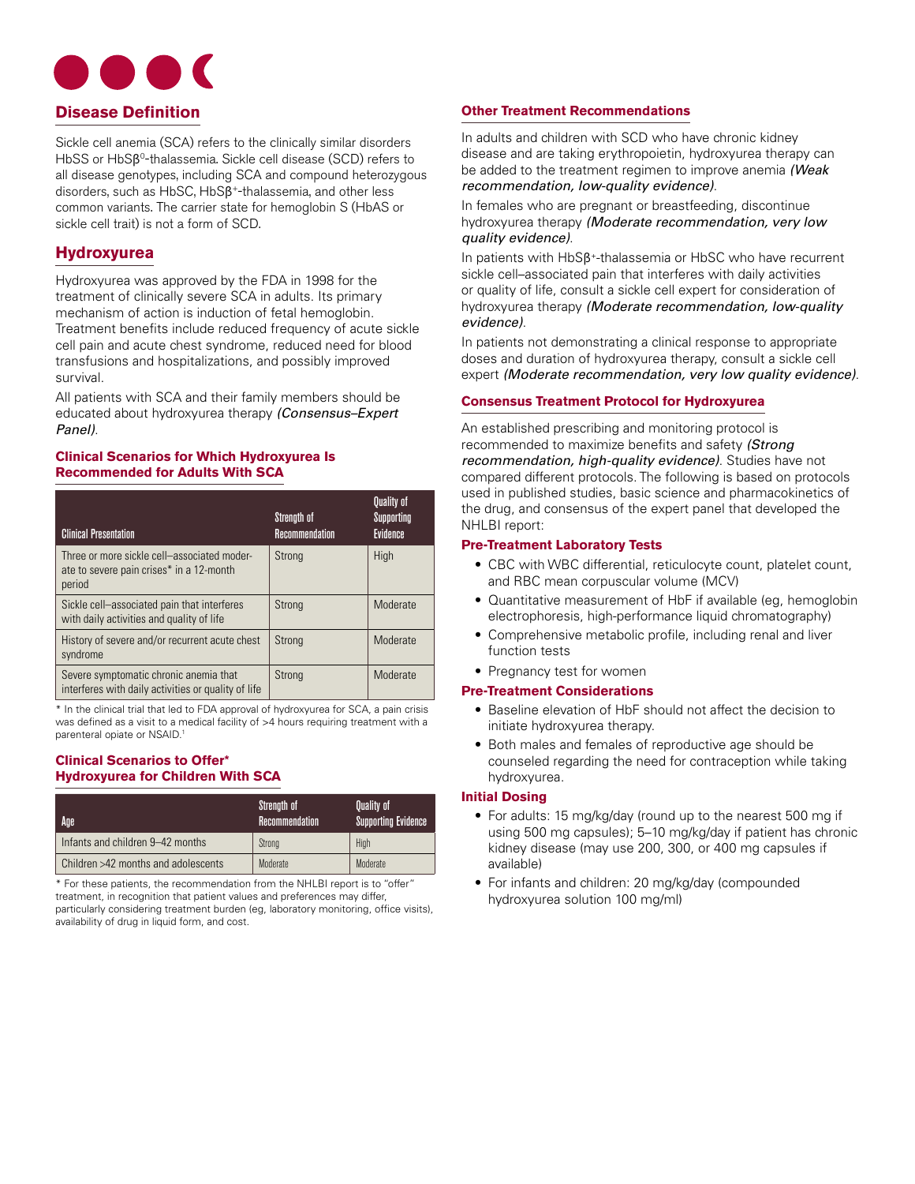## Disease Definition

Sickle cell anemia (SCA) refers to the clinically similar disorders HbSS or HbS$\beta^0$-thalassemia. Sickle cell disease (SCD) refers to all disease genotypes, including SCA and compound heterozygous disorders, such as HbSC, HbS$\beta^+$-thalassemia, and other less common variants. The carrier state for hemoglobin S (HbAS or sickle cell trait) is not a form of SCD.

## Hydroxyurea

Hydroxyurea was approved by the FDA in 1998 for the treatment of clinically severe SCA in adults. Its primary mechanism of action is induction of fetal hemoglobin. Treatment benefits include reduced frequency of acute sickle cell pain and acute chest syndrome, reduced need for blood transfusions and hospitalizations, and possibly improved survival.

All patients with SCA and their family members should be educated about hydroxyurea therapy *(Consensus–Expert Panel)*.

### Clinical Scenarios for Which Hydroxyurea Is Recommended for Adults With SCA

| Clinical Presentation | Strength of Recommendation | Quality of Supporting Evidence |
|---|---|---|
| Three or more sickle cell–associated moderate to severe pain crises* in a 12-month period | Strong | High |
| Sickle cell–associated pain that interferes with daily activities and quality of life | Strong | Moderate |
| History of severe and/or recurrent acute chest syndrome | Strong | Moderate |
| Severe symptomatic chronic anemia that interferes with daily activities or quality of life | Strong | Moderate |

\* In the clinical trial that led to FDA approval of hydroxyurea for SCA, a pain crisis was defined as a visit to a medical facility of >4 hours requiring treatment with a parenteral opiate or NSAID.[1]

### Clinical Scenarios to Offer* Hydroxyurea for Children With SCA

| Age | Strength of Recommendation | Quality of Supporting Evidence |
|---|---|---|
| Infants and children 9–42 months | Strong | High |
| Children >42 months and adolescents | Moderate | Moderate |

\* For these patients, the recommendation from the NHLBI report is to "offer" treatment, in recognition that patient values and preferences may differ, particularly considering treatment burden (eg, laboratory monitoring, office visits), availability of drug in liquid form, and cost.

### Other Treatment Recommendations

In adults and children with SCD who have chronic kidney disease and are taking erythropoietin, hydroxyurea therapy can be added to the treatment regimen to improve anemia *(Weak recommendation, low-quality evidence)*.

In females who are pregnant or breastfeeding, discontinue hydroxyurea therapy *(Moderate recommendation, very low quality evidence)*.

In patients with HbS$\beta^+$-thalassemia or HbSC who have recurrent sickle cell–associated pain that interferes with daily activities or quality of life, consult a sickle cell expert for consideration of hydroxyurea therapy *(Moderate recommendation, low-quality evidence)*.

In patients not demonstrating a clinical response to appropriate doses and duration of hydroxyurea therapy, consult a sickle cell expert *(Moderate recommendation, very low quality evidence)*.

### Consensus Treatment Protocol for Hydroxyurea

An established prescribing and monitoring protocol is recommended to maximize benefits and safety *(Strong recommendation, high-quality evidence)*. Studies have not compared different protocols. The following is based on protocols used in published studies, basic science and pharmacokinetics of the drug, and consensus of the expert panel that developed the NHLBI report:

#### Pre-Treatment Laboratory Tests

- CBC with WBC differential, reticulocyte count, platelet count, and RBC mean corpuscular volume (MCV)
- Quantitative measurement of HbF if available (eg, hemoglobin electrophoresis, high-performance liquid chromatography)
- Comprehensive metabolic profile, including renal and liver function tests
- Pregnancy test for women

#### Pre-Treatment Considerations

- Baseline elevation of HbF should not affect the decision to initiate hydroxyurea therapy.
- Both males and females of reproductive age should be counseled regarding the need for contraception while taking hydroxyurea.

#### Initial Dosing

- For adults: 15 mg/kg/day (round up to the nearest 500 mg if using 500 mg capsules); 5–10 mg/kg/day if patient has chronic kidney disease (may use 200, 300, or 400 mg capsules if available)
- For infants and children: 20 mg/kg/day (compounded hydroxyurea solution 100 mg/ml)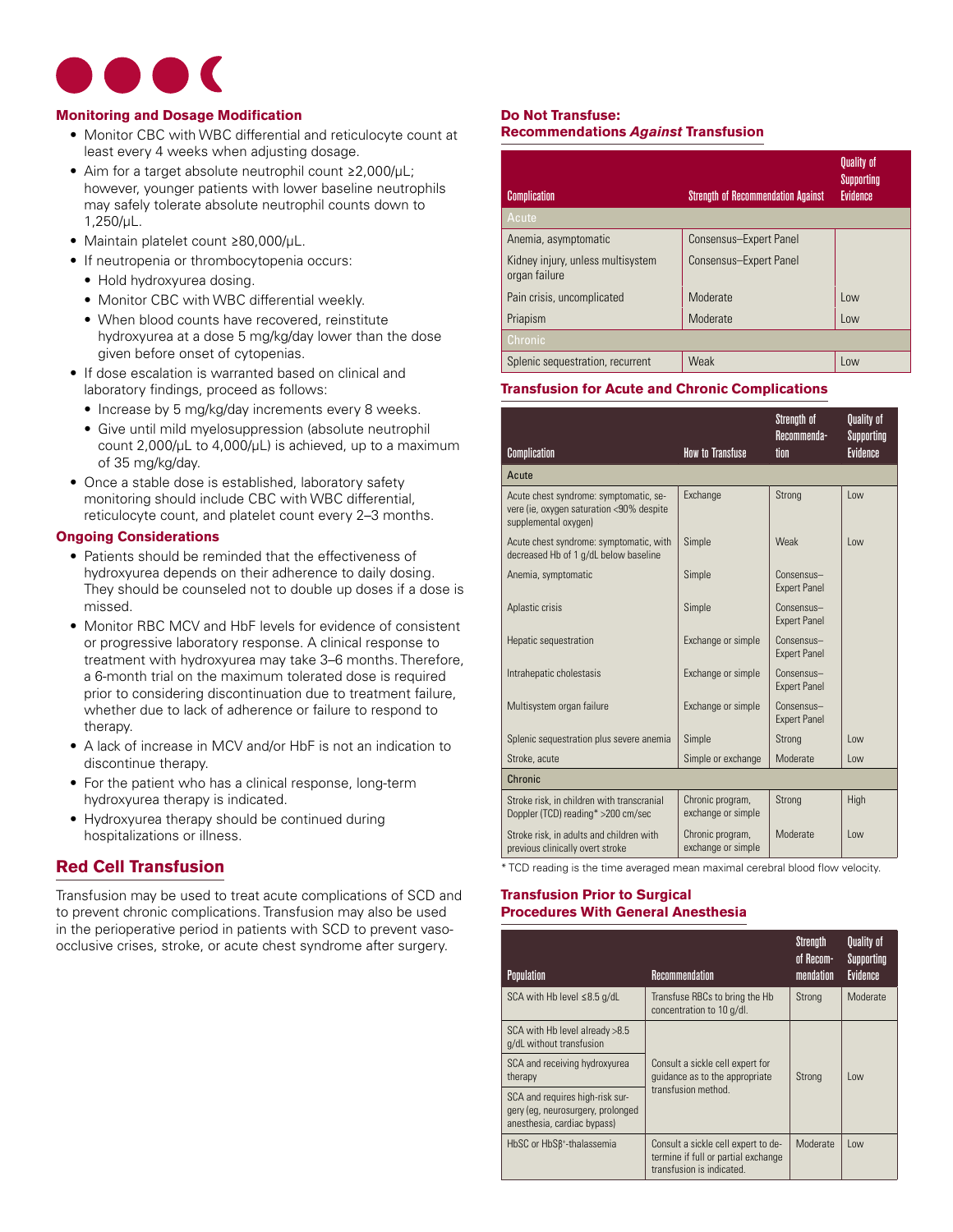### Monitoring and Dosage Modification

- Monitor CBC with WBC differential and reticulocyte count at least every 4 weeks when adjusting dosage.
- Aim for a target absolute neutrophil count ≥2,000/µL; however, younger patients with lower baseline neutrophils may safely tolerate absolute neutrophil counts down to 1,250/µL.
- Maintain platelet count ≥80,000/µL.
- If neutropenia or thrombocytopenia occurs:
  - Hold hydroxyurea dosing.
  - Monitor CBC with WBC differential weekly.
  - When blood counts have recovered, reinstitute hydroxyurea at a dose 5 mg/kg/day lower than the dose given before onset of cytopenias.
- If dose escalation is warranted based on clinical and laboratory findings, proceed as follows:
  - Increase by 5 mg/kg/day increments every 8 weeks.
  - Give until mild myelosuppression (absolute neutrophil count 2,000/µL to 4,000/µL) is achieved, up to a maximum of 35 mg/kg/day.
- Once a stable dose is established, laboratory safety monitoring should include CBC with WBC differential, reticulocyte count, and platelet count every 2–3 months.

### Ongoing Considerations

- Patients should be reminded that the effectiveness of hydroxyurea depends on their adherence to daily dosing. They should be counseled not to double up doses if a dose is missed.
- Monitor RBC MCV and HbF levels for evidence of consistent or progressive laboratory response. A clinical response to treatment with hydroxyurea may take 3–6 months. Therefore, a 6-month trial on the maximum tolerated dose is required prior to considering discontinuation due to treatment failure, whether due to lack of adherence or failure to respond to therapy.
- A lack of increase in MCV and/or HbF is not an indication to discontinue therapy.
- For the patient who has a clinical response, long-term hydroxyurea therapy is indicated.
- Hydroxyurea therapy should be continued during hospitalizations or illness.

## Red Cell Transfusion

Transfusion may be used to treat acute complications of SCD and to prevent chronic complications. Transfusion may also be used in the perioperative period in patients with SCD to prevent vaso-occlusive crises, stroke, or acute chest syndrome after surgery.

### Do Not Transfuse: Recommendations *Against* Transfusion

| Complication | Strength of Recommendation Against | Quality of Supporting Evidence |
|---|---|---|
| **Acute** | | |
| Anemia, asymptomatic | Consensus–Expert Panel | |
| Kidney injury, unless multisystem organ failure | Consensus–Expert Panel | |
| Pain crisis, uncomplicated | Moderate | Low |
| Priapism | Moderate | Low |
| **Chronic** | | |
| Splenic sequestration, recurrent | Weak | Low |

### Transfusion for Acute and Chronic Complications

| Complication | How to Transfuse | Strength of Recommendation | Quality of Supporting Evidence |
|---|---|---|---|
| **Acute** | | | |
| Acute chest syndrome: symptomatic, severe (ie, oxygen saturation <90% despite supplemental oxygen) | Exchange | Strong | Low |
| Acute chest syndrome: symptomatic, with decreased Hb of 1 g/dL below baseline | Simple | Weak | Low |
| Anemia, symptomatic | Simple | Consensus–Expert Panel | |
| Aplastic crisis | Simple | Consensus–Expert Panel | |
| Hepatic sequestration | Exchange or simple | Consensus–Expert Panel | |
| Intrahepatic cholestasis | Exchange or simple | Consensus–Expert Panel | |
| Multisystem organ failure | Exchange or simple | Consensus–Expert Panel | |
| Splenic sequestration plus severe anemia | Simple | Strong | Low |
| Stroke, acute | Simple or exchange | Moderate | Low |
| **Chronic** | | | |
| Stroke risk, in children with transcranial Doppler (TCD) reading* >200 cm/sec | Chronic program, exchange or simple | Strong | High |
| Stroke risk, in adults and children with previous clinically overt stroke | Chronic program, exchange or simple | Moderate | Low |

* TCD reading is the time averaged mean maximal cerebral blood flow velocity.

### Transfusion Prior to Surgical Procedures With General Anesthesia

| Population | Recommendation | Strength of Recommendation | Quality of Supporting Evidence |
|---|---|---|---|
| SCA with Hb level ≤8.5 g/dL | Transfuse RBCs to bring the Hb concentration to 10 g/dl. | Strong | Moderate |
| SCA with Hb level already >8.5 g/dL without transfusion | Consult a sickle cell expert for guidance as to the appropriate transfusion method. | Strong | Low |
| SCA and receiving hydroxyurea therapy | | | |
| SCA and requires high-risk surgery (eg, neurosurgery, prolonged anesthesia, cardiac bypass) | | | |
| HbSC or HbSβ⁺-thalassemia | Consult a sickle cell expert to determine if full or partial exchange transfusion is indicated. | Moderate | Low |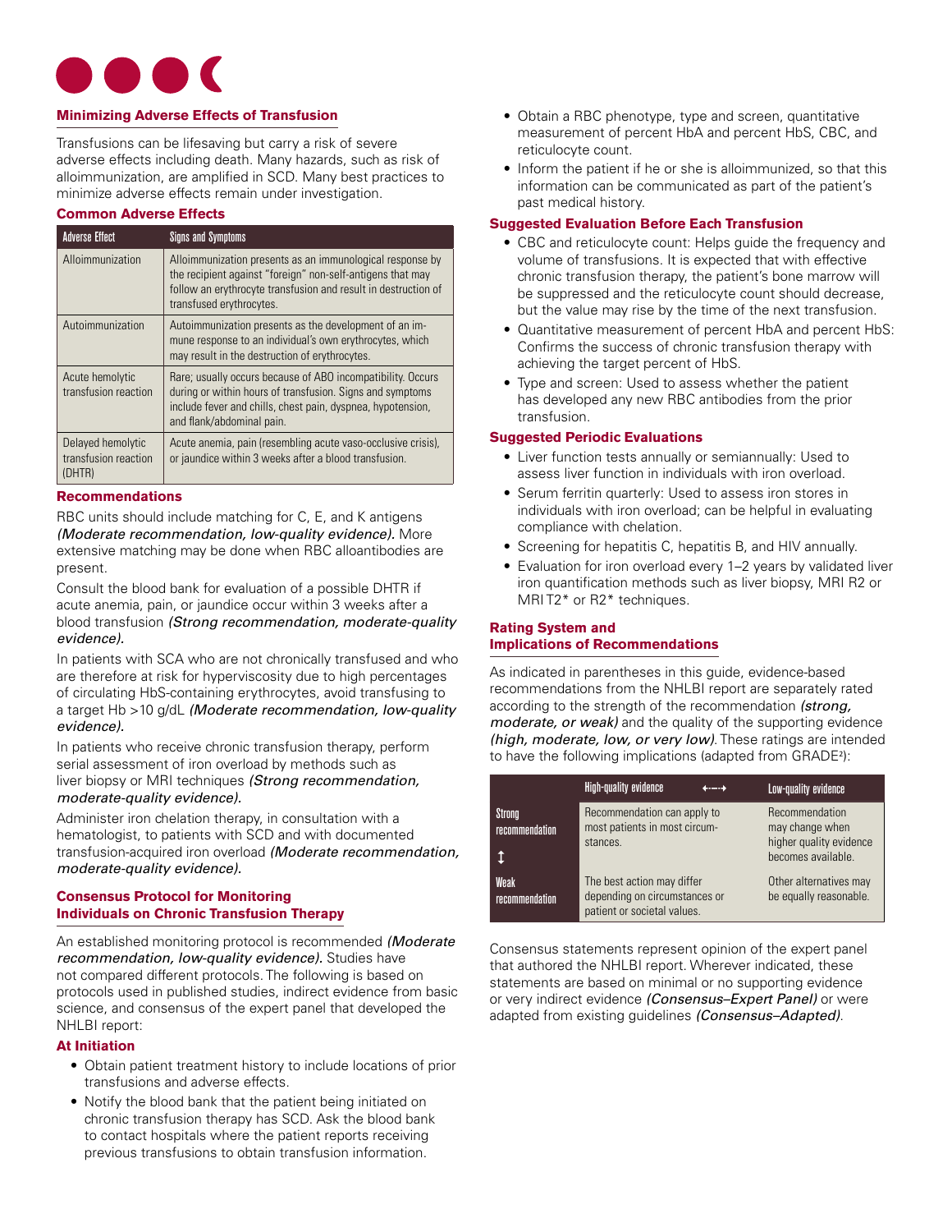## Minimizing Adverse Effects of Transfusion

Transfusions can be lifesaving but carry a risk of severe adverse effects including death. Many hazards, such as risk of alloimmunization, are amplified in SCD. Many best practices to minimize adverse effects remain under investigation.

### Common Adverse Effects

| Adverse Effect | Signs and Symptoms |
|---|---|
| Alloimmunization | Alloimmunization presents as an immunological response by the recipient against "foreign" non-self-antigens that may follow an erythrocyte transfusion and result in destruction of transfused erythrocytes. |
| Autoimmunization | Autoimmunization presents as the development of an immune response to an individual's own erythrocytes, which may result in the destruction of erythrocytes. |
| Acute hemolytic transfusion reaction | Rare; usually occurs because of ABO incompatibility. Occurs during or within hours of transfusion. Signs and symptoms include fever and chills, chest pain, dyspnea, hypotension, and flank/abdominal pain. |
| Delayed hemolytic transfusion reaction (DHTR) | Acute anemia, pain (resembling acute vaso-occlusive crisis), or jaundice within 3 weeks after a blood transfusion. |

### Recommendations

RBC units should include matching for C, E, and K antigens *(Moderate recommendation, low-quality evidence).* More extensive matching may be done when RBC alloantibodies are present.

Consult the blood bank for evaluation of a possible DHTR if acute anemia, pain, or jaundice occur within 3 weeks after a blood transfusion *(Strong recommendation, moderate-quality evidence).*

In patients with SCA who are not chronically transfused and who are therefore at risk for hyperviscosity due to high percentages of circulating HbS-containing erythrocytes, avoid transfusing to a target Hb >10 g/dL *(Moderate recommendation, low-quality evidence).*

In patients who receive chronic transfusion therapy, perform serial assessment of iron overload by methods such as liver biopsy or MRI techniques *(Strong recommendation, moderate-quality evidence).*

Administer iron chelation therapy, in consultation with a hematologist, to patients with SCD and with documented transfusion-acquired iron overload *(Moderate recommendation, moderate-quality evidence).*

## Consensus Protocol for Monitoring Individuals on Chronic Transfusion Therapy

An established monitoring protocol is recommended *(Moderate recommendation, low-quality evidence).* Studies have not compared different protocols. The following is based on protocols used in published studies, indirect evidence from basic science, and consensus of the expert panel that developed the NHLBI report:

### At Initiation

- Obtain patient treatment history to include locations of prior transfusions and adverse effects.
- Notify the blood bank that the patient being initiated on chronic transfusion therapy has SCD. Ask the blood bank to contact hospitals where the patient reports receiving previous transfusions to obtain transfusion information.
- Obtain a RBC phenotype, type and screen, quantitative measurement of percent HbA and percent HbS, CBC, and reticulocyte count.
- Inform the patient if he or she is alloimmunized, so that this information can be communicated as part of the patient's past medical history.

### Suggested Evaluation Before Each Transfusion

- CBC and reticulocyte count: Helps guide the frequency and volume of transfusions. It is expected that with effective chronic transfusion therapy, the patient's bone marrow will be suppressed and the reticulocyte count should decrease, but the value may rise by the time of the next transfusion.
- Quantitative measurement of percent HbA and percent HbS: Confirms the success of chronic transfusion therapy with achieving the target percent of HbS.
- Type and screen: Used to assess whether the patient has developed any new RBC antibodies from the prior transfusion.

### Suggested Periodic Evaluations

- Liver function tests annually or semiannually: Used to assess liver function in individuals with iron overload.
- Serum ferritin quarterly: Used to assess iron stores in individuals with iron overload; can be helpful in evaluating compliance with chelation.
- Screening for hepatitis C, hepatitis B, and HIV annually.
- Evaluation for iron overload every 1–2 years by validated liver iron quantification methods such as liver biopsy, MRI R2 or MRI T2* or R2* techniques.

## Rating System and Implications of Recommendations

As indicated in parentheses in this guide, evidence-based recommendations from the NHLBI report are separately rated according to the strength of the recommendation *(strong, moderate, or weak)* and the quality of the supporting evidence *(high, moderate, low, or very low)*. These ratings are intended to have the following implications (adapted from GRADE[2]):

| | High-quality evidence ⟷ | Low-quality evidence |
|---|---|---|
| Strong recommendation ↕ | Recommendation can apply to most patients in most circumstances. | Recommendation may change when higher quality evidence becomes available. |
| Weak recommendation | The best action may differ depending on circumstances or patient or societal values. | Other alternatives may be equally reasonable. |

Consensus statements represent opinion of the expert panel that authored the NHLBI report. Wherever indicated, these statements are based on minimal or no supporting evidence or very indirect evidence *(Consensus–Expert Panel)* or were adapted from existing guidelines *(Consensus–Adapted)*.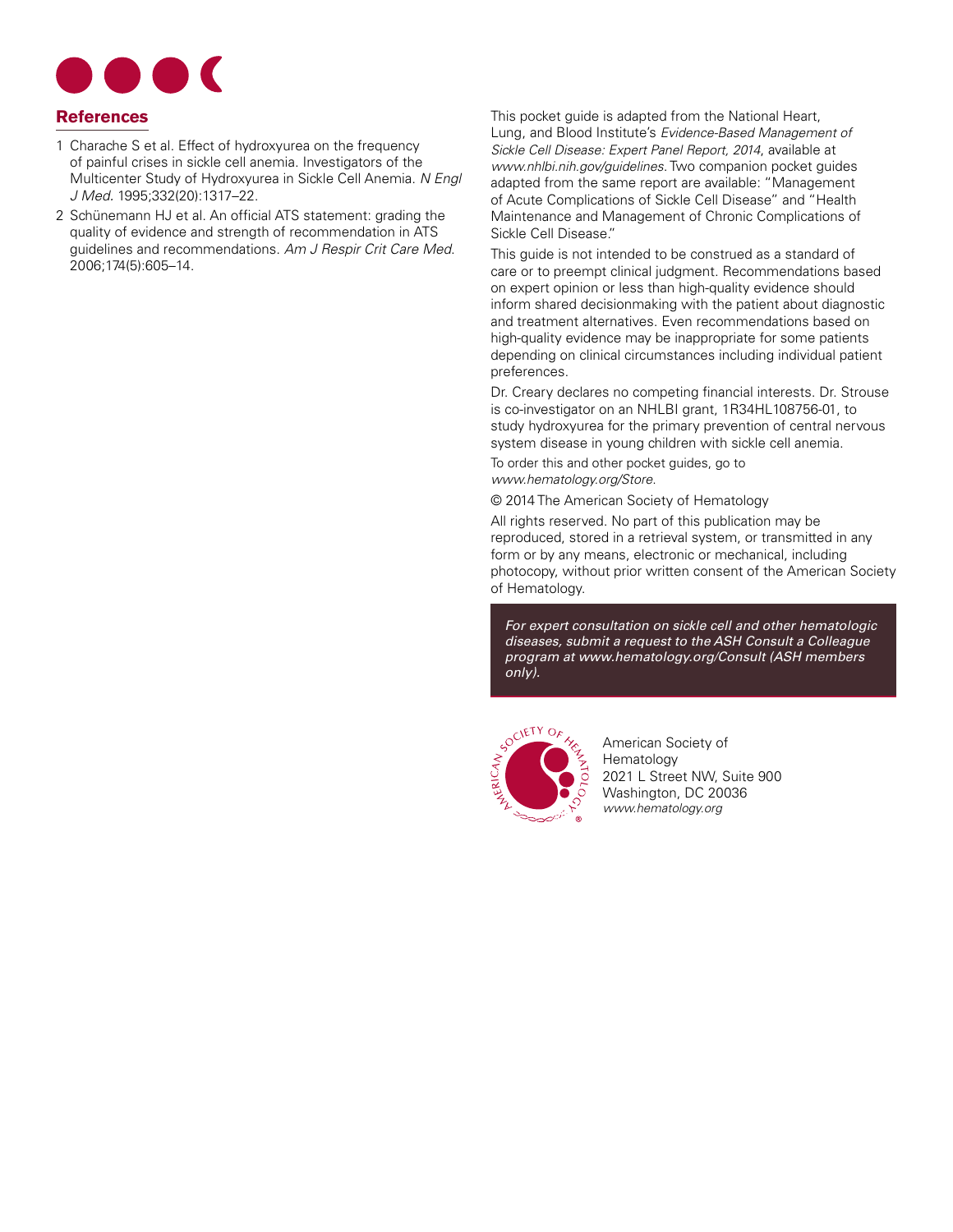## References

1. Charache S et al. Effect of hydroxyurea on the frequency of painful crises in sickle cell anemia. Investigators of the Multicenter Study of Hydroxyurea in Sickle Cell Anemia. *N Engl J Med.* 1995;332(20):1317–22.
2. Schünemann HJ et al. An official ATS statement: grading the quality of evidence and strength of recommendation in ATS guidelines and recommendations. *Am J Respir Crit Care Med.* 2006;174(5):605–14.

This pocket guide is adapted from the National Heart, Lung, and Blood Institute's *Evidence-Based Management of Sickle Cell Disease: Expert Panel Report, 2014*, available at *www.nhlbi.nih.gov/guidelines*. Two companion pocket guides adapted from the same report are available: "Management of Acute Complications of Sickle Cell Disease" and "Health Maintenance and Management of Chronic Complications of Sickle Cell Disease."

This guide is not intended to be construed as a standard of care or to preempt clinical judgment. Recommendations based on expert opinion or less than high-quality evidence should inform shared decisionmaking with the patient about diagnostic and treatment alternatives. Even recommendations based on high-quality evidence may be inappropriate for some patients depending on clinical circumstances including individual patient preferences.

Dr. Creary declares no competing financial interests. Dr. Strouse is co-investigator on an NHLBI grant, 1R34HL108756-01, to study hydroxyurea for the primary prevention of central nervous system disease in young children with sickle cell anemia.

To order this and other pocket guides, go to *www.hematology.org/Store*.

© 2014 The American Society of Hematology

All rights reserved. No part of this publication may be reproduced, stored in a retrieval system, or transmitted in any form or by any means, electronic or mechanical, including photocopy, without prior written consent of the American Society of Hematology.

*For expert consultation on sickle cell and other hematologic diseases, submit a request to the ASH Consult a Colleague program at www.hematology.org/Consult (ASH members only).*

American Society of Hematology
2021 L Street NW, Suite 900
Washington, DC 20036
*www.hematology.org*